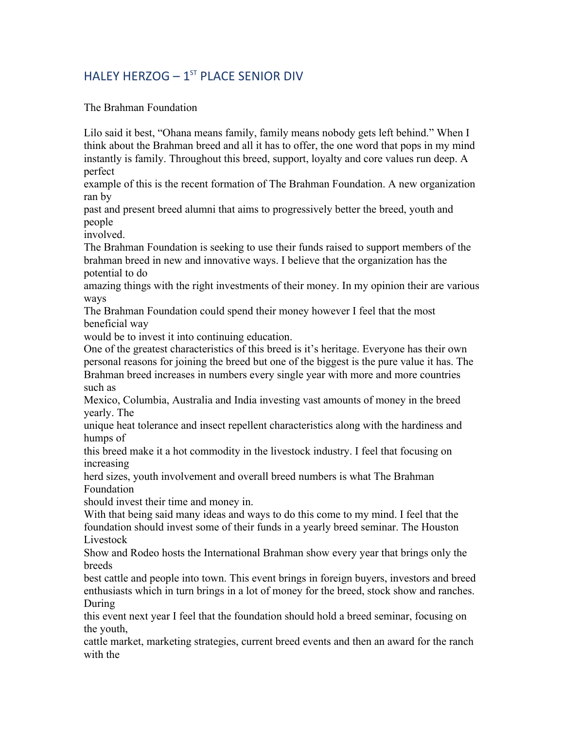# HALEY HERZOG – 1ST PLACE SENIOR DIV

The Brahman Foundation

Lilo said it best, "Ohana means family, family means nobody gets left behind." When I think about the Brahman breed and all it has to offer, the one word that pops in my mind instantly is family. Throughout this breed, support, loyalty and core values run deep. A perfect example of this is the recent formation of The Brahman Foundation. A new organization ran by past and present breed alumni that aims to progressively better the breed, youth and people involved.

The Brahman Foundation is seeking to use their funds raised to support members of the brahman breed in new and innovative ways. I believe that the organization has the potential to do amazing things with the right investments of their money. In my opinion their are various ways The Brahman Foundation could spend their money however I feel that the most beneficial way would be to invest it into continuing education.

One of the greatest characteristics of this breed is it's heritage. Everyone has their own personal reasons for joining the breed but one of the biggest is the pure value it has. The Brahman breed increases in numbers every single year with more and more countries such as Mexico, Columbia, Australia and India investing vast amounts of money in the breed yearly. The unique heat tolerance and insect repellent characteristics along with the hardiness and humps of this breed make it a hot commodity in the livestock industry. I feel that focusing on increasing herd sizes, youth involvement and overall breed numbers is what The Brahman Foundation should invest their time and money in.

With that being said many ideas and ways to do this come to my mind. I feel that the foundation should invest some of their funds in a yearly breed seminar. The Houston Livestock Show and Rodeo hosts the International Brahman show every year that brings only the breeds best cattle and people into town. This event brings in foreign buyers, investors and breed enthusiasts which in turn brings in a lot of money for the breed, stock show and ranches. During this event next year I feel that the foundation should hold a breed seminar, focusing on the youth, cattle market, marketing strategies, current breed events and then an award for the ranch with the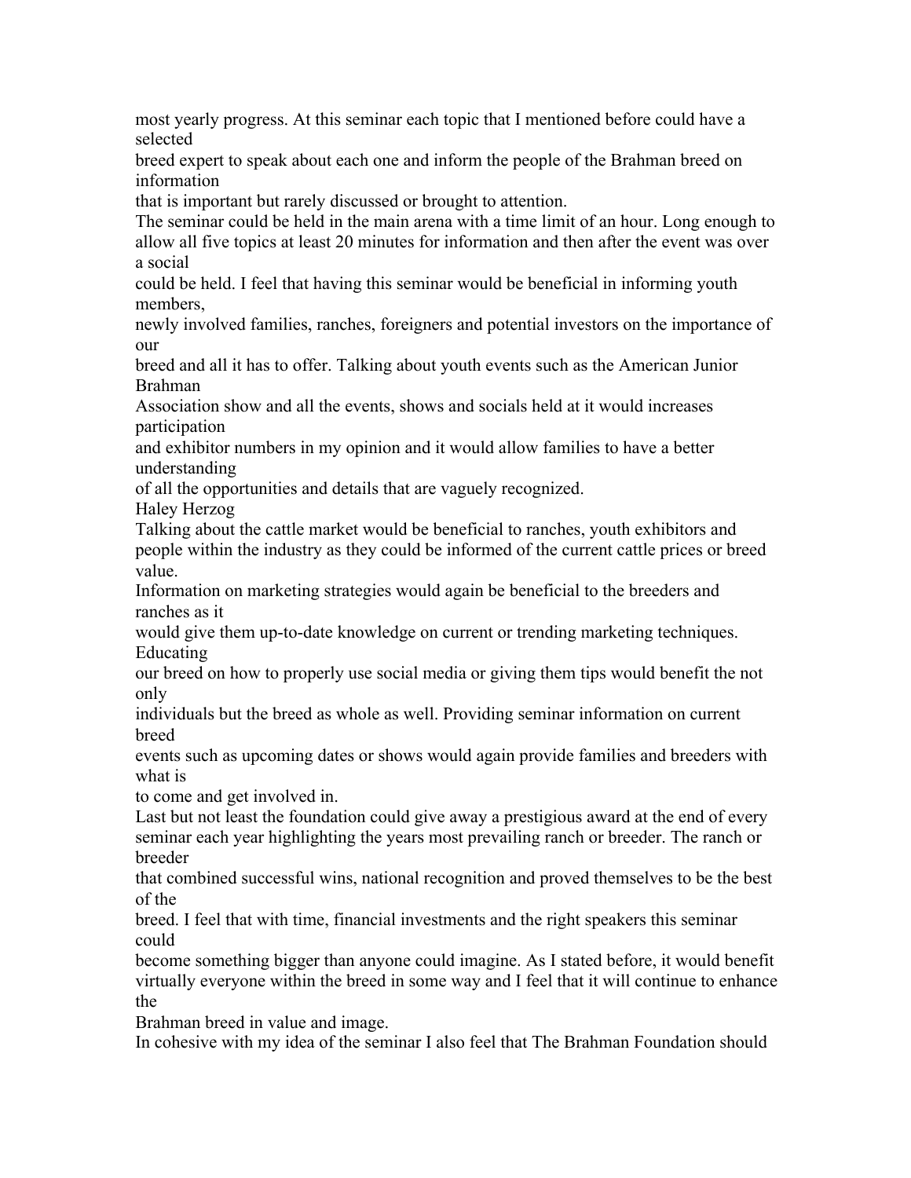most yearly progress. At this seminar each topic that I mentioned before could have a selected breed expert to speak about each one and inform the people of the Brahman breed on information that is important but rarely discussed or brought to attention.

The seminar could be held in the main arena with a time limit of an hour. Long enough to allow all five topics at least 20 minutes for information and then after the event was over a social could be held. I feel that having this seminar would be beneficial in informing youth members, newly involved families, ranches, foreigners and potential investors on the importance of our breed and all it has to offer. Talking about youth events such as the American Junior Brahman Association show and all the events, shows and socials held at it would increases participation and exhibitor numbers in my opinion and it would allow families to have a better understanding of all the opportunities and details that are vaguely recognized.

Talking about the cattle market would be beneficial to ranches, youth exhibitors and people within the industry as they could be informed of the current cattle prices or breed value.

Information on marketing strategies would again be beneficial to the breeders and ranches as it would give them up-to-date knowledge on current or trending marketing techniques. Educating our breed on how to properly use social media or giving them tips would benefit the not only individuals but the breed as whole as well. Providing seminar information on current breed events such as upcoming dates or shows would again provide families and breeders with what is to come and get involved in.

Last but not least the foundation could give away a prestigious award at the end of every seminar each year highlighting the years most prevailing ranch or breeder. The ranch or breeder that combined successful wins, national recognition and proved themselves to be the best of the breed. I feel that with time, financial investments and the right speakers this seminar could become something bigger than anyone could imagine. As I stated before, it would benefit virtually everyone within the breed in some way and I feel that it will continue to enhance the Brahman breed in value and image.

In cohesive with my idea of the seminar I also feel that The Brahman Foundation should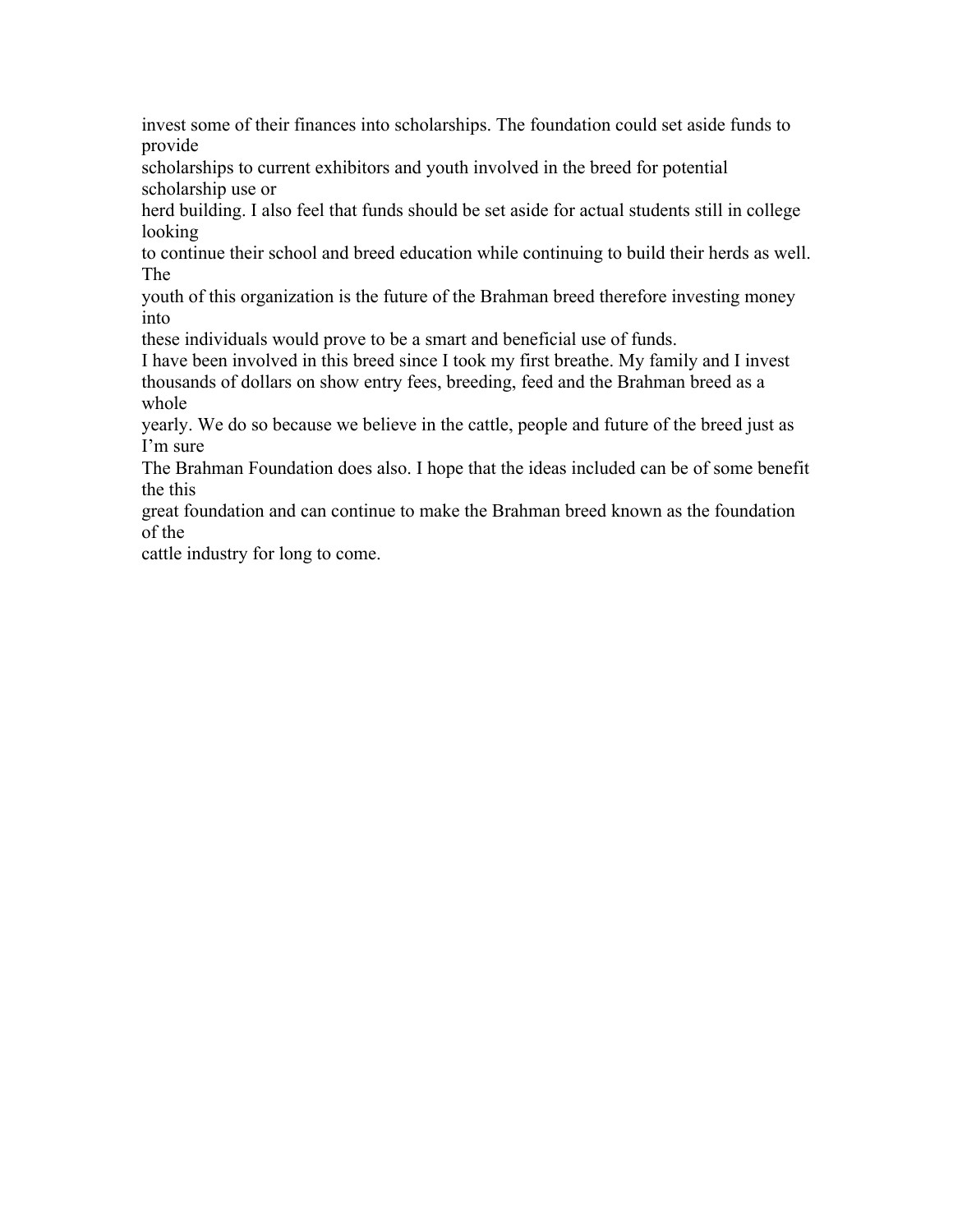invest some of their finances into scholarships. The foundation could set aside funds to provide scholarships to current exhibitors and youth involved in the breed for potential scholarship use or herd building. I also feel that funds should be set aside for actual students still in college looking to continue their school and breed education while continuing to build their herds as well. The youth of this organization is the future of the Brahman breed therefore investing money into these individuals would prove to be a smart and beneficial use of funds.

I have been involved in this breed since I took my first breathe. My family and I invest thousands of dollars on show entry fees, breeding, feed and the Brahman breed as a whole yearly. We do so because we believe in the cattle, people and future of the breed just as I'm sure The Brahman Foundation does also. I hope that the ideas included can be of some benefit the this great foundation and can continue to make the Brahman breed known as the foundation of the cattle industry for long to come.